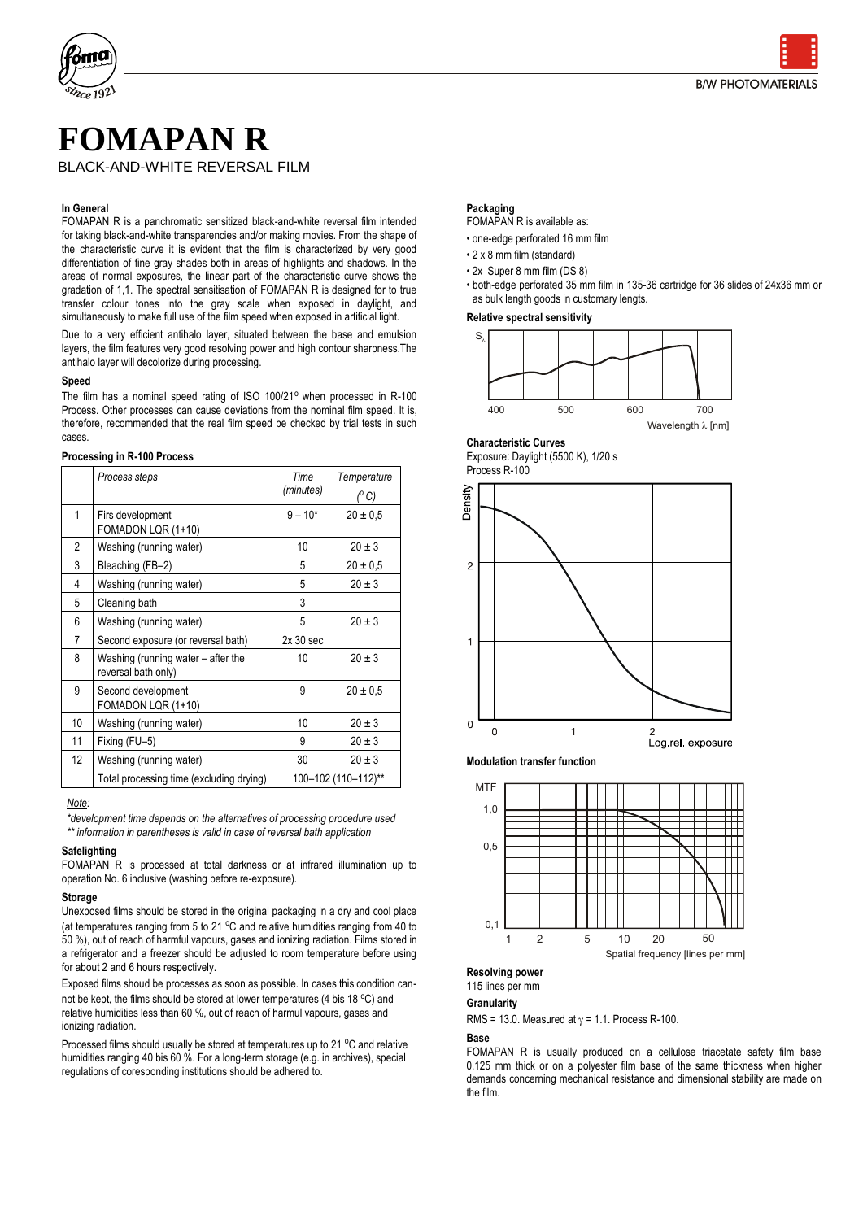# FOMAPAN R

BLACK-AND-WHITE REVERSAL FILM

#### In General

FOMAPAN R is a panchromatic sensitized black-and-white reversal film intended for taking black-and-white transparencies and/or making movies. From the shape of the characteristic curve it is evident that the film is characterized by very good differentiation of fine gray shades both in areas of highlights and shadows. In the areas of normal exposures, the linear part of the characteristic curve shows the gradation of 1,1. The spectral sensitisation of FOMAPAN R is designed for to true transfer colour tones into the gray scale when exposed in daylight, and simultaneously to make full use of the film speed when exposed in artificial light.

Due to a very efficient antihalo layer, situated between the base and emulsion layers, the film features very good resolving power and high contour sharpness.The antihalo layer will decolorize during processing.

#### Speed

The film has a nominal speed rating of ISO 100/21° when processed in R-100 Process. Other processes can cause deviations from the nominal film speed. It is, therefore, recommended that the real film speed be checked by trial tests in such cases.

#### Processing in R-100 Process

| | *Process steps* | *Time (minutes)* | *Temperature (° C)* |
|---|---|---|---|
| 1 | Firs development FOMADON LQR (1+10) | 9 – 10* | 20 ± 0,5 |
| 2 | Washing (running water) | 10 | 20 ± 3 |
| 3 | Bleaching (FB–2) | 5 | 20 ± 0,5 |
| 4 | Washing (running water) | 5 | 20 ± 3 |
| 5 | Cleaning bath | 3 | |
| 6 | Washing (running water) | 5 | 20 ± 3 |
| 7 | Second exposure (or reversal bath) | 2x 30 sec | |
| 8 | Washing (running water – after the reversal bath only) | 10 | 20 ± 3 |
| 9 | Second development FOMADON LQR (1+10) | 9 | 20 ± 0,5 |
| 10 | Washing (running water) | 10 | 20 ± 3 |
| 11 | Fixing (FU–5) | 9 | 20 ± 3 |
| 12 | Washing (running water) | 30 | 20 ± 3 |
| | Total processing time (excluding drying) | 100–102 (110–112)** | |

*Note:*

*\*development time depends on the alternatives of processing procedure used*

*\*\* information in parentheses is valid in case of reversal bath application*

#### Safelighting

FOMAPAN R is processed at total darkness or at infrared illumination up to operation No. 6 inclusive (washing before re-exposure).

#### Storage

Unexposed films should be stored in the original packaging in a dry and cool place (at temperatures ranging from 5 to 21 °C and relative humidities ranging from 40 to 50 %), out of reach of harmful vapours, gases and ionizing radiation. Films stored in a refrigerator and a freezer should be adjusted to room temperature before using for about 2 and 6 hours respectively.

Exposed films shoud be processes as soon as possible. In cases this condition cannot be kept, the films should be stored at lower temperatures (4 bis 18 °C) and relative humidities less than 60 %, out of reach of harmul vapours, gases and ionizing radiation.

Processed films should usually be stored at temperatures up to 21 °C and relative humidities ranging 40 bis 60 %. For a long-term storage (e.g. in archives), special regulations of coresponding institutions should be adhered to.

#### Packaging

FOMAPAN R is available as:

- one-edge perforated 16 mm film
- 2 x 8 mm film (standard)
- 2x Super 8 mm film (DS 8)
- both-edge perforated 35 mm film in 135-36 cartridge for 36 slides of 24x36 mm or as bulk length goods in customary lengts.

#### Relative spectral sensitivity

#### Characteristic Curves

Exposure: Daylight (5500 K), 1/20 s

Process R-100

#### Modulation transfer function

#### Resolving power

115 lines per mm

#### Granularity

RMS = 13.0. Measured at $\gamma$ = 1.1. Process R-100.

#### Base

FOMAPAN R is usually produced on a cellulose triacetate safety film base 0.125 mm thick or on a polyester film base of the same thickness when higher demands concerning mechanical resistance and dimensional stability are made on the film.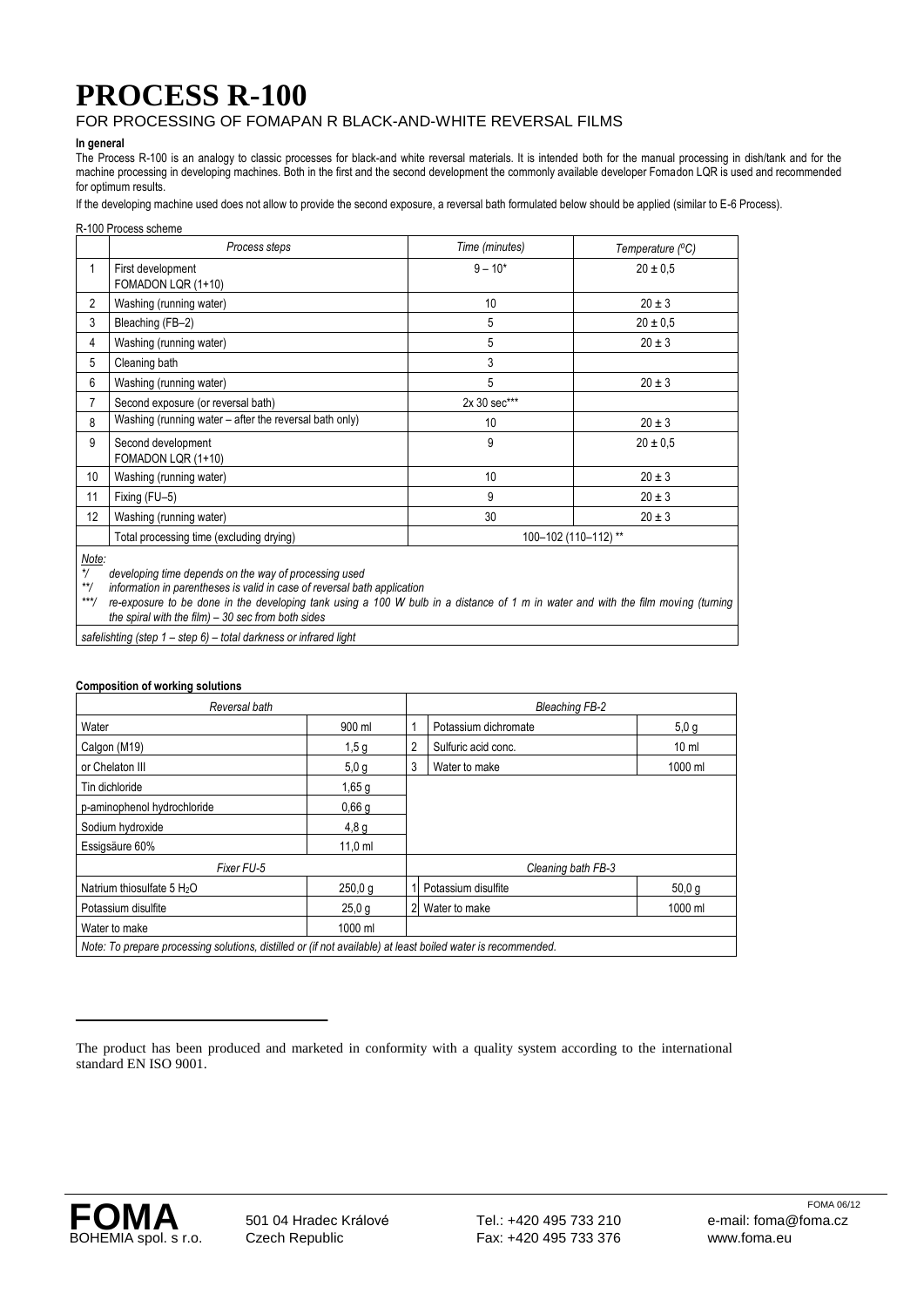# PROCESS R-100

FOR PROCESSING OF FOMAPAN R BLACK-AND-WHITE REVERSAL FILMS

**In general**

The Process R-100 is an analogy to classic processes for black-and white reversal materials. It is intended both for the manual processing in dish/tank and for the machine processing in developing machines. Both in the first and the second development the commonly available developer Fomadon LQR is used and recommended for optimum results.

If the developing machine used does not allow to provide the second exposure, a reversal bath formulated below should be applied (similar to E-6 Process).

R-100 Process scheme

| | *Process steps* | *Time (minutes)* | *Temperature (°C)* |
|---|---|---|---|
| 1 | First development FOMADON LQR (1+10) | 9 – 10* | 20 ± 0,5 |
| 2 | Washing (running water) | 10 | 20 ± 3 |
| 3 | Bleaching (FB–2) | 5 | 20 ± 0,5 |
| 4 | Washing (running water) | 5 | 20 ± 3 |
| 5 | Cleaning bath | 3 | |
| 6 | Washing (running water) | 5 | 20 ± 3 |
| 7 | Second exposure (or reversal bath) | 2x 30 sec*** | |
| 8 | Washing (running water – after the reversal bath only) | 10 | 20 ± 3 |
| 9 | Second development FOMADON LQR (1+10) | 9 | 20 ± 0,5 |
| 10 | Washing (running water) | 10 | 20 ± 3 |
| 11 | Fixing (FU–5) | 9 | 20 ± 3 |
| 12 | Washing (running water) | 30 | 20 ± 3 |
| | Total processing time (excluding drying) | 100–102 (110–112) ** | |

*Note:*

*/ *developing time depends on the way of processing used*

**/ *information in parentheses is valid in case of reversal bath application*

***/ *re-exposure to be done in the developing tank using a 100 W bulb in a distance of 1 m in water and with the film moving (turning the spiral with the film) – 30 sec from both sides*

*safelishting (step 1 – step 6) – total darkness or infrared light*

**Composition of working solutions**

| *Reversal bath* | | | *Bleaching FB-2* | |
|---|---|---|---|---|
| Water | 900 ml | 1 | Potassium dichromate | 5,0 g |
| Calgon (M19) | 1,5 g | 2 | Sulfuric acid conc. | 10 ml |
| or Chelaton III | 5,0 g | 3 | Water to make | 1000 ml |
| Tin dichloride | 1,65 g | | | |
| p-aminophenol hydrochloride | 0,66 g | | | |
| Sodium hydroxide | 4,8 g | | | |
| Essigsäure 60% | 11,0 ml | | | |
| *Fixer FU-5* | | | *Cleaning bath FB-3* | |
| Natrium thiosulfate 5 $H_2O$ | 250,0 g | 1 | Potassium disulfite | 50,0 g |
| Potassium disulfite | 25,0 g | 2 | Water to make | 1000 ml |
| Water to make | 1000 ml | | | |

*Note: To prepare processing solutions, distilled or (if not available) at least boiled water is recommended.*

The product has been produced and marketed in conformity with a quality system according to the international standard EN ISO 9001.

FOMA BOHEMIA spol. s r.o. 501 04 Hradec Králové Czech Republic Tel.: +420 495 733 210 Fax: +420 495 733 376 e-mail: foma@foma.cz www.foma.eu

FOMA 06/12